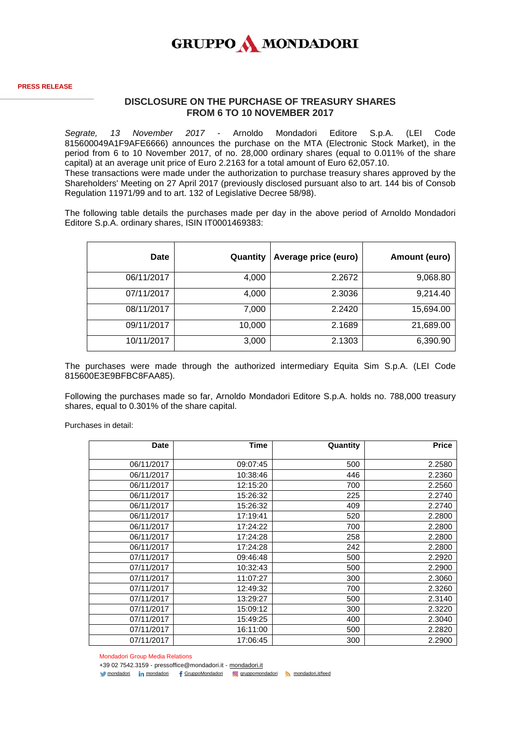GRUPPO MONDADORI

**PRESS RELEASE**

## DISCLOSURE ON THE PURCHASE OF TREASURY SHARES FROM 6 TO 10 NOVEMBER 2017

*Segrate, 13 November 2017* - Arnoldo Mondadori Editore S.p.A. (LEI Code 815600049A1F9AFE6666) announces the purchase on the MTA (Electronic Stock Market), in the period from 6 to 10 November 2017, of no. 28,000 ordinary shares (equal to 0.011% of the share capital) at an average unit price of Euro 2.2163 for a total amount of Euro 62,057.10.
These transactions were made under the authorization to purchase treasury shares approved by the Shareholders' Meeting on 27 April 2017 (previously disclosed pursuant also to art. 144 bis of Consob Regulation 11971/99 and to art. 132 of Legislative Decree 58/98).

The following table details the purchases made per day in the above period of Arnoldo Mondadori Editore S.p.A. ordinary shares, ISIN IT0001469383:

| Date | Quantity | Average price (euro) | Amount (euro) |
|---|---|---|---|
| 06/11/2017 | 4,000 | 2.2672 | 9,068.80 |
| 07/11/2017 | 4,000 | 2.3036 | 9,214.40 |
| 08/11/2017 | 7,000 | 2.2420 | 15,694.00 |
| 09/11/2017 | 10,000 | 2.1689 | 21,689.00 |
| 10/11/2017 | 3,000 | 2.1303 | 6,390.90 |

The purchases were made through the authorized intermediary Equita Sim S.p.A. (LEI Code 815600E3E9BFBC8FAA85).

Following the purchases made so far, Arnoldo Mondadori Editore S.p.A. holds no. 788,000 treasury shares, equal to 0.301% of the share capital.

Purchases in detail:

| Date | Time | Quantity | Price |
|---|---|---|---|
| 06/11/2017 | 09:07:45 | 500 | 2.2580 |
| 06/11/2017 | 10:38:46 | 446 | 2.2360 |
| 06/11/2017 | 12:15:20 | 700 | 2.2560 |
| 06/11/2017 | 15:26:32 | 225 | 2.2740 |
| 06/11/2017 | 15:26:32 | 409 | 2.2740 |
| 06/11/2017 | 17:19:41 | 520 | 2.2800 |
| 06/11/2017 | 17:24:22 | 700 | 2.2800 |
| 06/11/2017 | 17:24:28 | 258 | 2.2800 |
| 06/11/2017 | 17:24:28 | 242 | 2.2800 |
| 07/11/2017 | 09:46:48 | 500 | 2.2920 |
| 07/11/2017 | 10:32:43 | 500 | 2.2900 |
| 07/11/2017 | 11:07:27 | 300 | 2.3060 |
| 07/11/2017 | 12:49:32 | 700 | 2.3260 |
| 07/11/2017 | 13:29:27 | 500 | 2.3140 |
| 07/11/2017 | 15:09:12 | 300 | 2.3220 |
| 07/11/2017 | 15:49:25 | 400 | 2.3040 |
| 07/11/2017 | 16:11:00 | 500 | 2.2820 |
| 07/11/2017 | 17:06:45 | 300 | 2.2900 |

Mondadori Group Media Relations
+39 02 7542.3159 - pressoffice@mondadori.it - mondadori.it
mondadori · mondadori · GruppoMondadori · gruppomondadori · mondadori.it/feed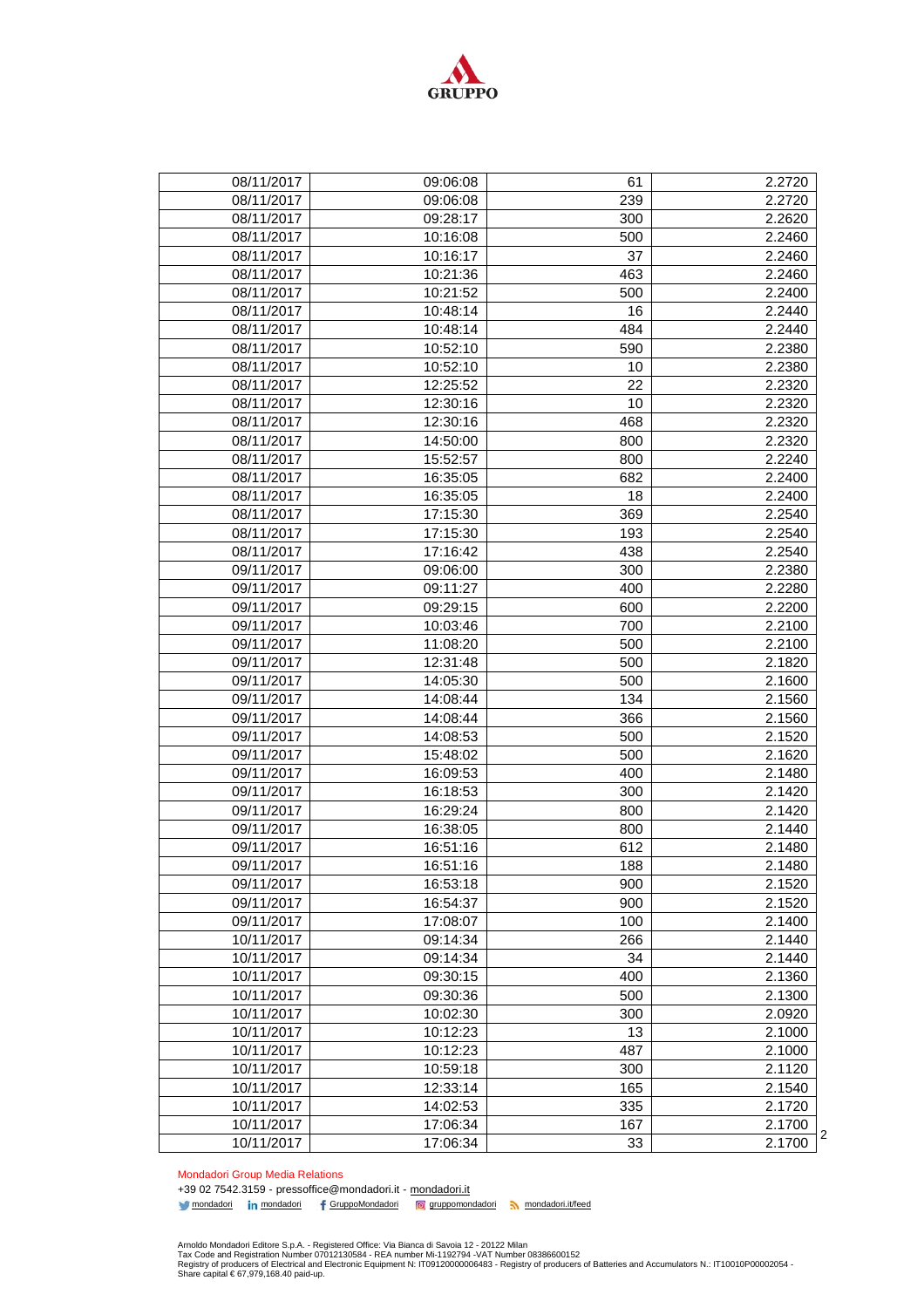| | | | |
|---|---|---|---|
| 08/11/2017 | 09:06:08 | 61 | 2.2720 |
| 08/11/2017 | 09:06:08 | 239 | 2.2720 |
| 08/11/2017 | 09:28:17 | 300 | 2.2620 |
| 08/11/2017 | 10:16:08 | 500 | 2.2460 |
| 08/11/2017 | 10:16:17 | 37 | 2.2460 |
| 08/11/2017 | 10:21:36 | 463 | 2.2460 |
| 08/11/2017 | 10:21:52 | 500 | 2.2400 |
| 08/11/2017 | 10:48:14 | 16 | 2.2440 |
| 08/11/2017 | 10:48:14 | 484 | 2.2440 |
| 08/11/2017 | 10:52:10 | 590 | 2.2380 |
| 08/11/2017 | 10:52:10 | 10 | 2.2380 |
| 08/11/2017 | 12:25:52 | 22 | 2.2320 |
| 08/11/2017 | 12:30:16 | 10 | 2.2320 |
| 08/11/2017 | 12:30:16 | 468 | 2.2320 |
| 08/11/2017 | 14:50:00 | 800 | 2.2320 |
| 08/11/2017 | 15:52:57 | 800 | 2.2240 |
| 08/11/2017 | 16:35:05 | 682 | 2.2400 |
| 08/11/2017 | 16:35:05 | 18 | 2.2400 |
| 08/11/2017 | 17:15:30 | 369 | 2.2540 |
| 08/11/2017 | 17:15:30 | 193 | 2.2540 |
| 08/11/2017 | 17:16:42 | 438 | 2.2540 |
| 09/11/2017 | 09:06:00 | 300 | 2.2380 |
| 09/11/2017 | 09:11:27 | 400 | 2.2280 |
| 09/11/2017 | 09:29:15 | 600 | 2.2200 |
| 09/11/2017 | 10:03:46 | 700 | 2.2100 |
| 09/11/2017 | 11:08:20 | 500 | 2.2100 |
| 09/11/2017 | 12:31:48 | 500 | 2.1820 |
| 09/11/2017 | 14:05:30 | 500 | 2.1600 |
| 09/11/2017 | 14:08:44 | 134 | 2.1560 |
| 09/11/2017 | 14:08:44 | 366 | 2.1560 |
| 09/11/2017 | 14:08:53 | 500 | 2.1520 |
| 09/11/2017 | 15:48:02 | 500 | 2.1620 |
| 09/11/2017 | 16:09:53 | 400 | 2.1480 |
| 09/11/2017 | 16:18:53 | 300 | 2.1420 |
| 09/11/2017 | 16:29:24 | 800 | 2.1420 |
| 09/11/2017 | 16:38:05 | 800 | 2.1440 |
| 09/11/2017 | 16:51:16 | 612 | 2.1480 |
| 09/11/2017 | 16:51:16 | 188 | 2.1480 |
| 09/11/2017 | 16:53:18 | 900 | 2.1520 |
| 09/11/2017 | 16:54:37 | 900 | 2.1520 |
| 09/11/2017 | 17:08:07 | 100 | 2.1400 |
| 10/11/2017 | 09:14:34 | 266 | 2.1440 |
| 10/11/2017 | 09:14:34 | 34 | 2.1440 |
| 10/11/2017 | 09:30:15 | 400 | 2.1360 |
| 10/11/2017 | 09:30:36 | 500 | 2.1300 |
| 10/11/2017 | 10:02:30 | 300 | 2.0920 |
| 10/11/2017 | 10:12:23 | 13 | 2.1000 |
| 10/11/2017 | 10:12:23 | 487 | 2.1000 |
| 10/11/2017 | 10:59:18 | 300 | 2.1120 |
| 10/11/2017 | 12:33:14 | 165 | 2.1540 |
| 10/11/2017 | 14:02:53 | 335 | 2.1720 |
| 10/11/2017 | 17:06:34 | 167 | 2.1700 |
| 10/11/2017 | 17:06:34 | 33 | 2.1700 |

Mondadori Group Media Relations

+39 02 7542.3159 - pressoffice@mondadori.it - mondadori.it

mondadori  mondadori  GruppoMondadori  gruppomondadori  mondadori.it/feed

Arnoldo Mondadori Editore S.p.A. - Registered Office: Via Bianca di Savoia 12 - 20122 Milan
Tax Code and Registration Number 07012130584 - REA number Mi-1192794 -VAT Number 08386600152
Registry of producers of Electrical and Electronic Equipment N: IT09120000006483 - Registry of producers of Batteries and Accumulators N.: IT10010P00002054 -
Share capital € 67,979,168.40 paid-up.